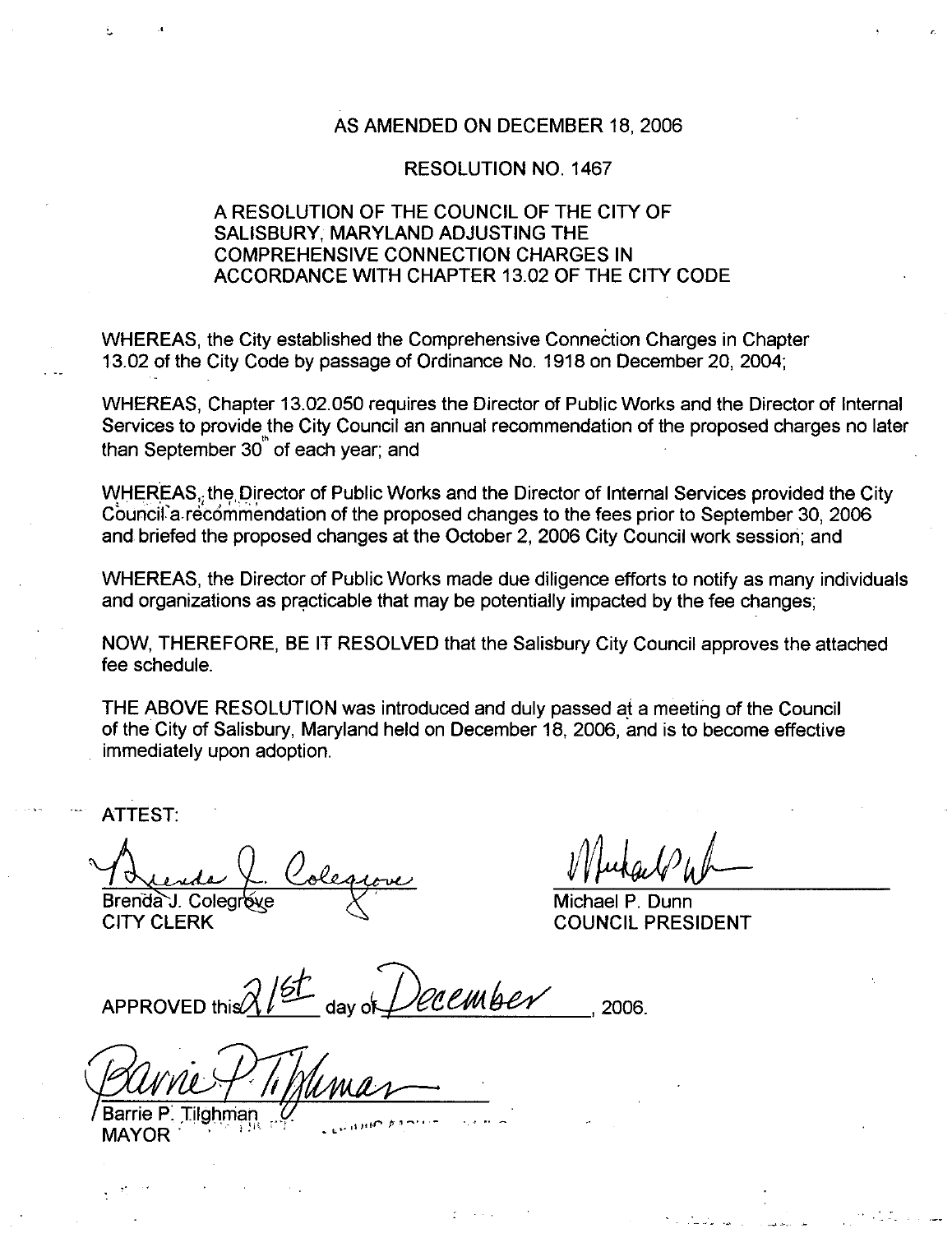AS AMENDED ON DECEMBER 18, 2006

RESOLUTION NO. 1467

A RESOLUTION OF THE COUNCIL OF THE CITY OF SALISBURY, MARYLAND ADJUSTING THE COMPREHENSIVE CONNECTION CHARGES IN ACCORDANCE WITH CHAPTER 13.02 OF THE CITY CODE

WHEREAS, the City established the Comprehensive Connection Charges in Chapter 13.02 of the City Code by passage of Ordinance No. 1918 on December 20, 2004;

WHEREAS, Chapter 13.02.050 requires the Director of Public Works and the Director of Internal Services to provide the City Council an annual recommendation of the proposed charges no later than September 30th of each year; and

WHEREAS, the Director of Public Works and the Director of Internal Services provided the City Council a recommendation of the proposed changes to the fees prior to September 30, 2006 and briefed the proposed changes at the October 2, 2006 City Council work session; and

WHEREAS, the Director of Public Works made due diligence efforts to notify as many individuals and organizations as practicable that may be potentially impacted by the fee changes;

NOW, THEREFORE, BE IT RESOLVED that the Salisbury City Council approves the attached fee schedule.

THE ABOVE RESOLUTION was introduced and duly passed at a meeting of the Council of the City of Salisbury, Maryland held on December 18, 2006, and is to become effective immediately upon adoption.

ATTEST:

Brenda J. Colegrove
CITY CLERK

Michael P. Dunn
COUNCIL PRESIDENT

APPROVED this 21st day of December, 2006.

Barrie P. Tilghman
MAYOR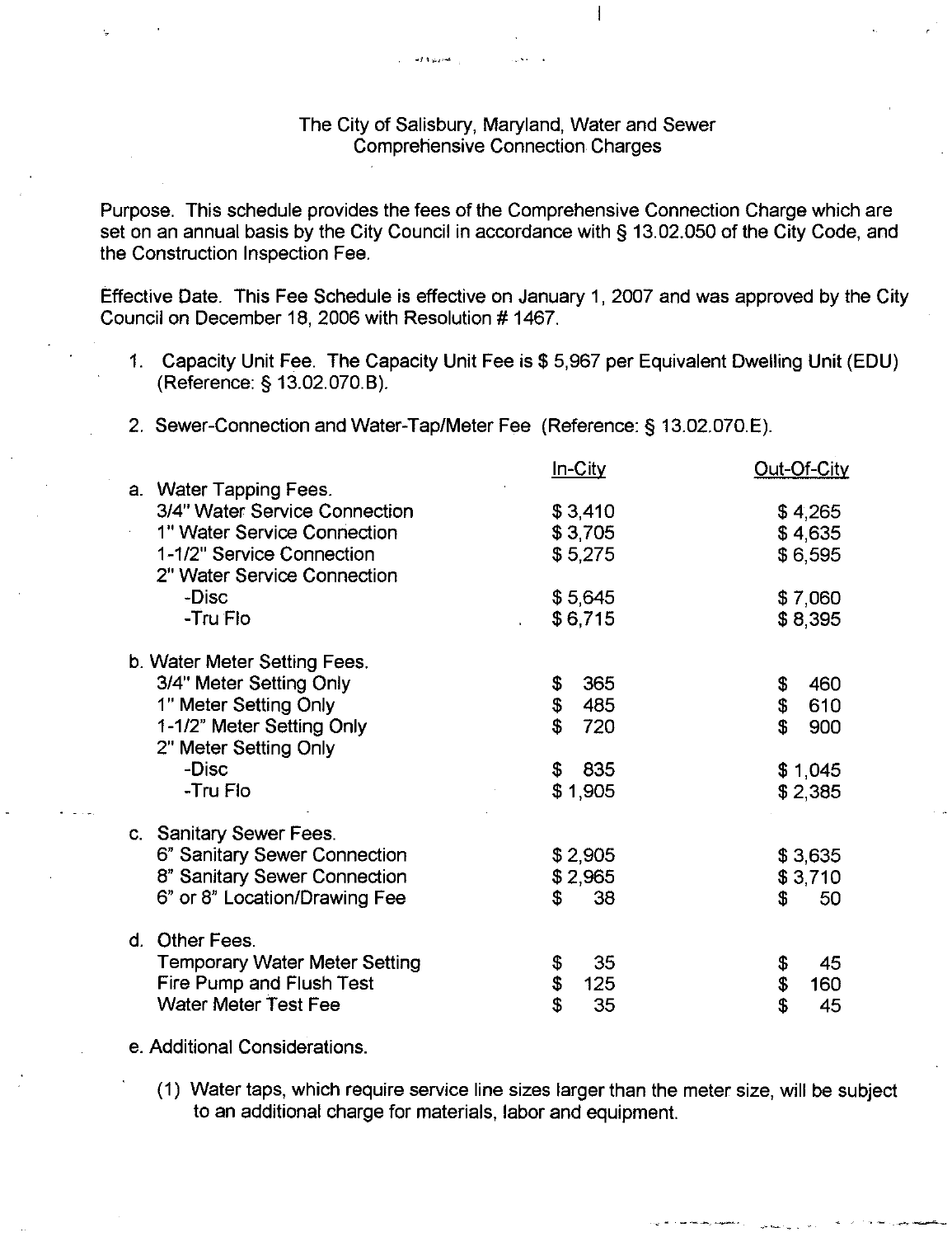The City of Salisbury, Maryland, Water and Sewer
Comprehensive Connection Charges

Purpose. This schedule provides the fees of the Comprehensive Connection Charge which are set on an annual basis by the City Council in accordance with § 13.02.050 of the City Code, and the Construction Inspection Fee.

Effective Date. This Fee Schedule is effective on January 1, 2007 and was approved by the City Council on December 18, 2006 with Resolution # 1467.

1. Capacity Unit Fee. The Capacity Unit Fee is $ 5,967 per Equivalent Dwelling Unit (EDU) (Reference: § 13.02.070.B).

2. Sewer-Connection and Water-Tap/Meter Fee (Reference: § 13.02.070.E).

| | In-City | Out-Of-City |
|---|---|---|
| a. Water Tapping Fees. | | |
| 3/4" Water Service Connection | $ 3,410 | $ 4,265 |
| 1" Water Service Connection | $ 3,705 | $ 4,635 |
| 1-1/2" Service Connection | $ 5,275 | $ 6,595 |
| 2" Water Service Connection | | |
| -Disc | $ 5,645 | $ 7,060 |
| -Tru Flo | $ 6,715 | $ 8,395 |
| b. Water Meter Setting Fees. | | |
| 3/4" Meter Setting Only | $ 365 | $ 460 |
| 1" Meter Setting Only | $ 485 | $ 610 |
| 1-1/2" Meter Setting Only | $ 720 | $ 900 |
| 2" Meter Setting Only | | |
| -Disc | $ 835 | $ 1,045 |
| -Tru Flo | $ 1,905 | $ 2,385 |
| c. Sanitary Sewer Fees. | | |
| 6" Sanitary Sewer Connection | $ 2,905 | $ 3,635 |
| 8" Sanitary Sewer Connection | $ 2,965 | $ 3,710 |
| 6" or 8" Location/Drawing Fee | $ 38 | $ 50 |
| d. Other Fees. | | |
| Temporary Water Meter Setting | $ 35 | $ 45 |
| Fire Pump and Flush Test | $ 125 | $ 160 |
| Water Meter Test Fee | $ 35 | $ 45 |

e. Additional Considerations.

(1) Water taps, which require service line sizes larger than the meter size, will be subject to an additional charge for materials, labor and equipment.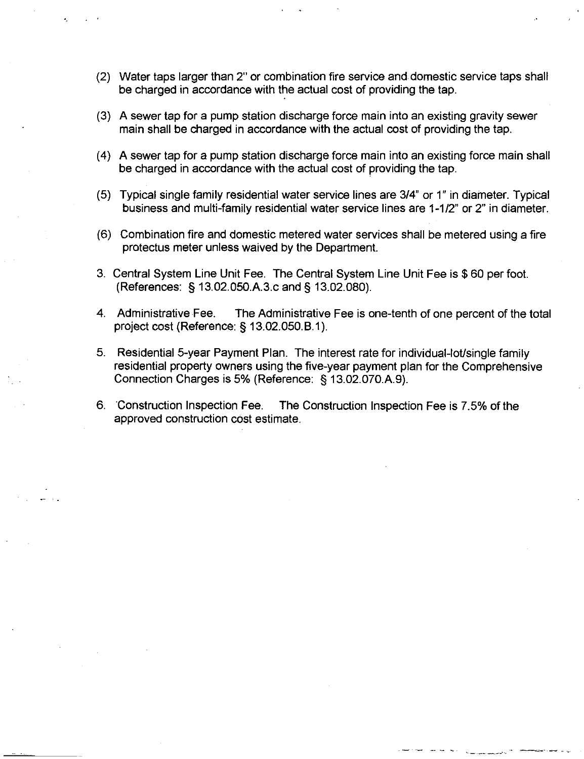(2) Water taps larger than 2" or combination fire service and domestic service taps shall be charged in accordance with the actual cost of providing the tap.

(3) A sewer tap for a pump station discharge force main into an existing gravity sewer main shall be charged in accordance with the actual cost of providing the tap.

(4) A sewer tap for a pump station discharge force main into an existing force main shall be charged in accordance with the actual cost of providing the tap.

(5) Typical single family residential water service lines are 3/4" or 1" in diameter. Typical business and multi-family residential water service lines are 1-1/2" or 2" in diameter.

(6) Combination fire and domestic metered water services shall be metered using a fire protectus meter unless waived by the Department.

3. Central System Line Unit Fee. The Central System Line Unit Fee is $ 60 per foot. (References: § 13.02.050.A.3.c and § 13.02.080).

4. Administrative Fee. The Administrative Fee is one-tenth of one percent of the total project cost (Reference: § 13.02.050.B.1).

5. Residential 5-year Payment Plan. The interest rate for individual-lot/single family residential property owners using the five-year payment plan for the Comprehensive Connection Charges is 5% (Reference: § 13.02.070.A.9).

6. Construction Inspection Fee. The Construction Inspection Fee is 7.5% of the approved construction cost estimate.